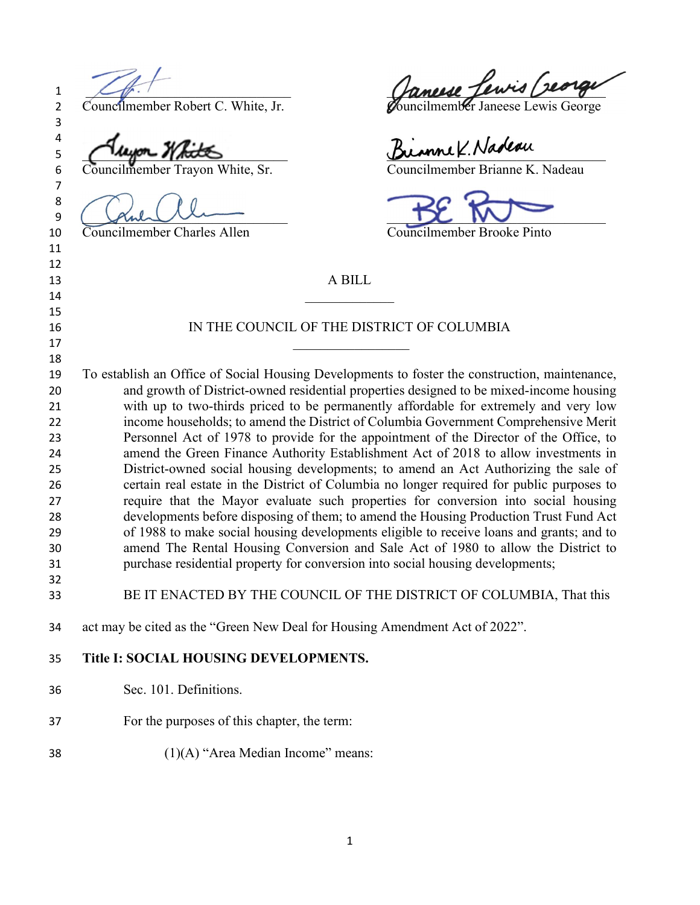Councilmember Robert C. White, Jr.

Councilmember Janeese Lewis George

Councilmember Trayon White, Sr.

Councilmember Brianne K. Nadeau

Councilmember Charles Allen

Councilmember Brooke Pinto

A BILL

\_\_\_\_\_\_\_\_\_\_\_\_\_\_

IN THE COUNCIL OF THE DISTRICT OF COLUMBIA

\_\_\_\_\_\_\_\_\_\_\_\_\_\_\_\_\_\_

To establish an Office of Social Housing Developments to foster the construction, maintenance, and growth of District-owned residential properties designed to be mixed-income housing with up to two-thirds priced to be permanently affordable for extremely and very low income households; to amend the District of Columbia Government Comprehensive Merit Personnel Act of 1978 to provide for the appointment of the Director of the Office, to amend the Green Finance Authority Establishment Act of 2018 to allow investments in District-owned social housing developments; to amend an Act Authorizing the sale of certain real estate in the District of Columbia no longer required for public purposes to require that the Mayor evaluate such properties for conversion into social housing developments before disposing of them; to amend the Housing Production Trust Fund Act of 1988 to make social housing developments eligible to receive loans and grants; and to amend The Rental Housing Conversion and Sale Act of 1980 to allow the District to purchase residential property for conversion into social housing developments;

BE IT ENACTED BY THE COUNCIL OF THE DISTRICT OF COLUMBIA, That this act may be cited as the "Green New Deal for Housing Amendment Act of 2022".

**Title I: SOCIAL HOUSING DEVELOPMENTS.**

Sec. 101. Definitions.

For the purposes of this chapter, the term:

(1)(A) "Area Median Income" means: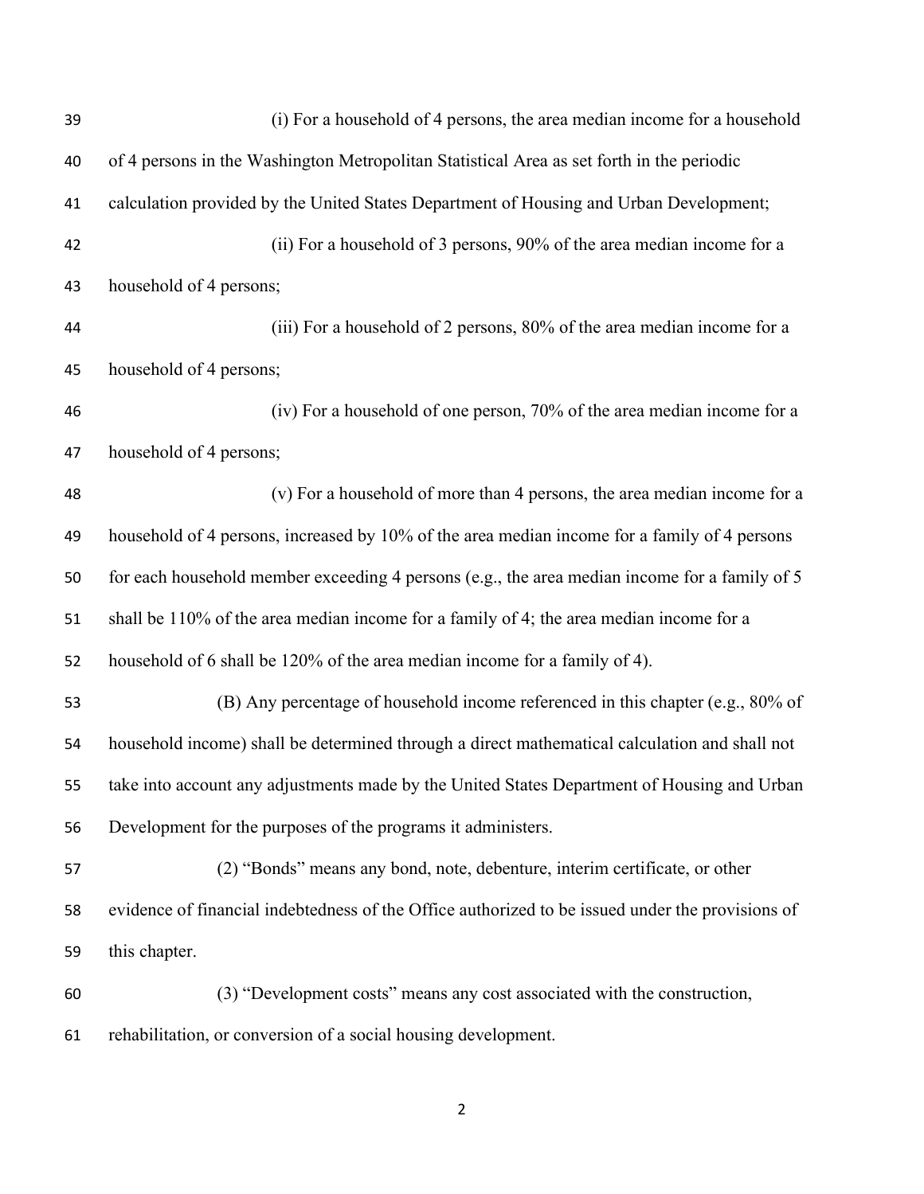(i) For a household of 4 persons, the area median income for a household of 4 persons in the Washington Metropolitan Statistical Area as set forth in the periodic calculation provided by the United States Department of Housing and Urban Development;

(ii) For a household of 3 persons, 90% of the area median income for a household of 4 persons;

(iii) For a household of 2 persons, 80% of the area median income for a household of 4 persons;

(iv) For a household of one person, 70% of the area median income for a household of 4 persons;

(v) For a household of more than 4 persons, the area median income for a household of 4 persons, increased by 10% of the area median income for a family of 4 persons for each household member exceeding 4 persons (e.g., the area median income for a family of 5 shall be 110% of the area median income for a family of 4; the area median income for a household of 6 shall be 120% of the area median income for a family of 4).

(B) Any percentage of household income referenced in this chapter (e.g., 80% of household income) shall be determined through a direct mathematical calculation and shall not take into account any adjustments made by the United States Department of Housing and Urban Development for the purposes of the programs it administers.

(2) "Bonds" means any bond, note, debenture, interim certificate, or other evidence of financial indebtedness of the Office authorized to be issued under the provisions of this chapter.

(3) "Development costs" means any cost associated with the construction, rehabilitation, or conversion of a social housing development.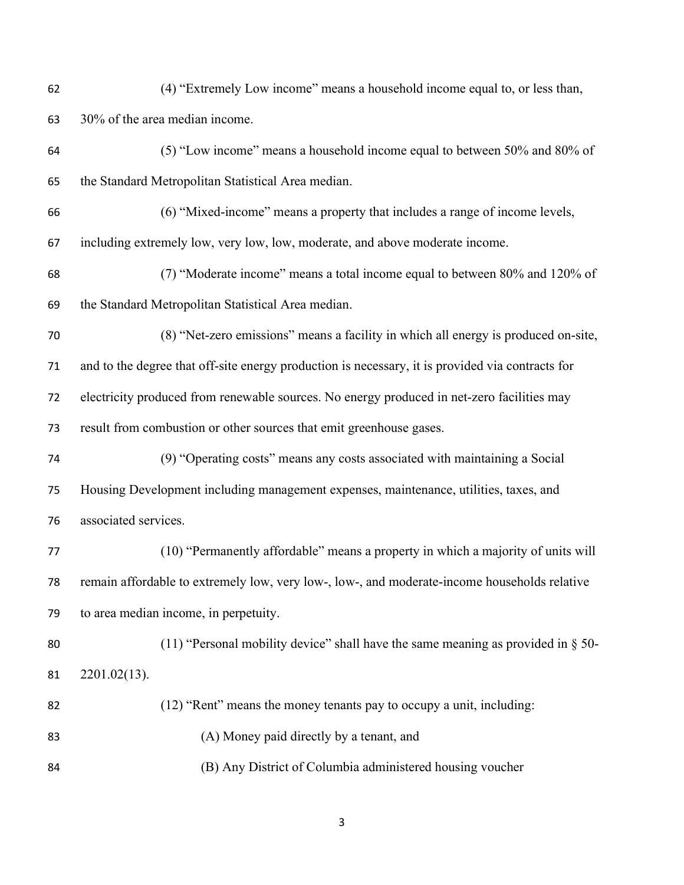(4) "Extremely Low income" means a household income equal to, or less than, 30% of the area median income.

(5) "Low income" means a household income equal to between 50% and 80% of the Standard Metropolitan Statistical Area median.

(6) "Mixed-income" means a property that includes a range of income levels, including extremely low, very low, low, moderate, and above moderate income.

(7) "Moderate income" means a total income equal to between 80% and 120% of the Standard Metropolitan Statistical Area median.

(8) "Net-zero emissions" means a facility in which all energy is produced on-site, and to the degree that off-site energy production is necessary, it is provided via contracts for electricity produced from renewable sources. No energy produced in net-zero facilities may result from combustion or other sources that emit greenhouse gases.

(9) "Operating costs" means any costs associated with maintaining a Social Housing Development including management expenses, maintenance, utilities, taxes, and associated services.

(10) "Permanently affordable" means a property in which a majority of units will remain affordable to extremely low, very low-, low-, and moderate-income households relative to area median income, in perpetuity.

(11) "Personal mobility device" shall have the same meaning as provided in § 50-2201.02(13).

(12) "Rent" means the money tenants pay to occupy a unit, including:

(A) Money paid directly by a tenant, and

(B) Any District of Columbia administered housing voucher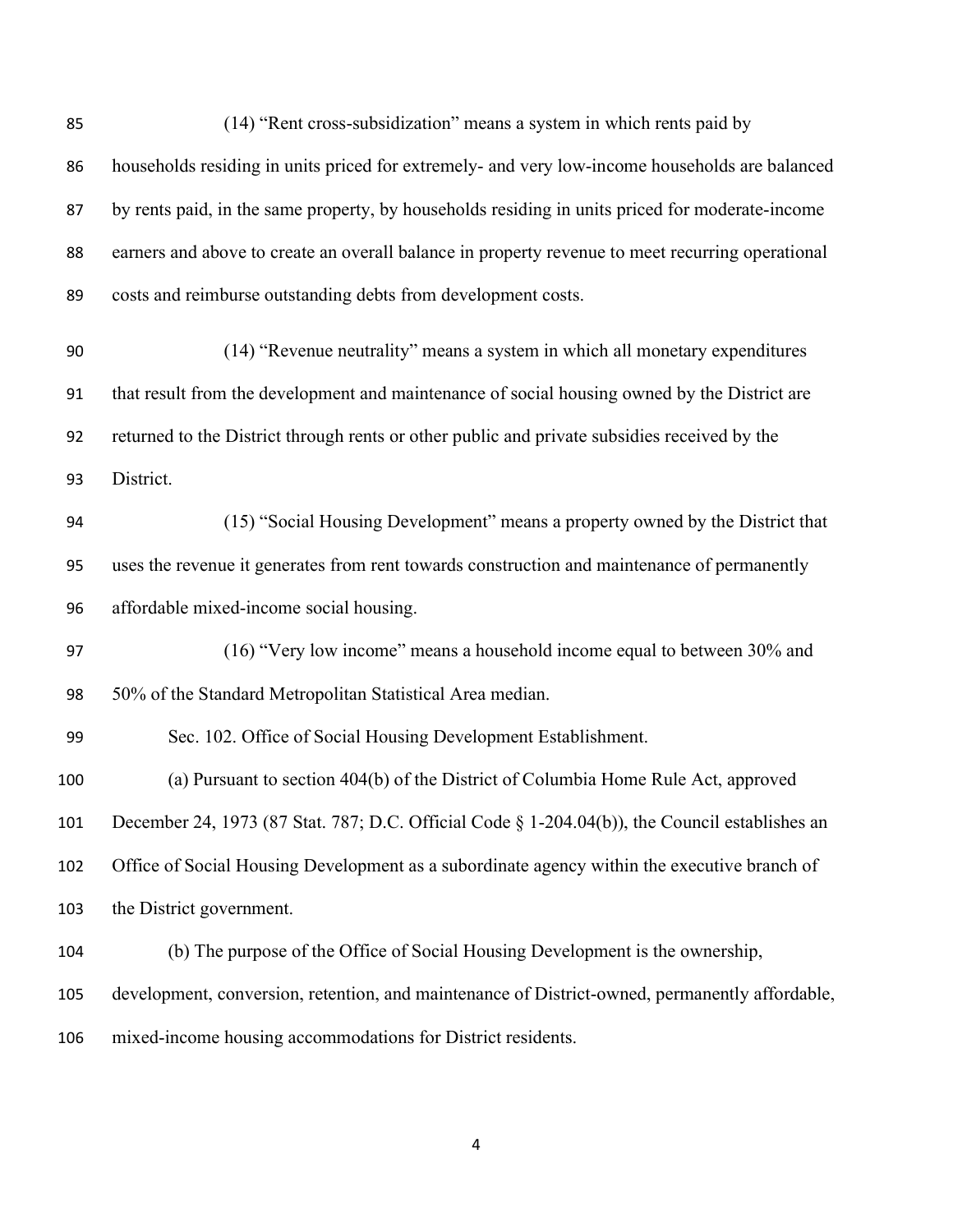(14) "Rent cross-subsidization" means a system in which rents paid by households residing in units priced for extremely- and very low-income households are balanced by rents paid, in the same property, by households residing in units priced for moderate-income earners and above to create an overall balance in property revenue to meet recurring operational costs and reimburse outstanding debts from development costs.

(14) "Revenue neutrality" means a system in which all monetary expenditures that result from the development and maintenance of social housing owned by the District are returned to the District through rents or other public and private subsidies received by the District.

(15) "Social Housing Development" means a property owned by the District that uses the revenue it generates from rent towards construction and maintenance of permanently affordable mixed-income social housing.

(16) "Very low income" means a household income equal to between 30% and 50% of the Standard Metropolitan Statistical Area median.

Sec. 102. Office of Social Housing Development Establishment.

(a) Pursuant to section 404(b) of the District of Columbia Home Rule Act, approved December 24, 1973 (87 Stat. 787; D.C. Official Code § 1-204.04(b)), the Council establishes an Office of Social Housing Development as a subordinate agency within the executive branch of the District government.

(b) The purpose of the Office of Social Housing Development is the ownership, development, conversion, retention, and maintenance of District-owned, permanently affordable, mixed-income housing accommodations for District residents.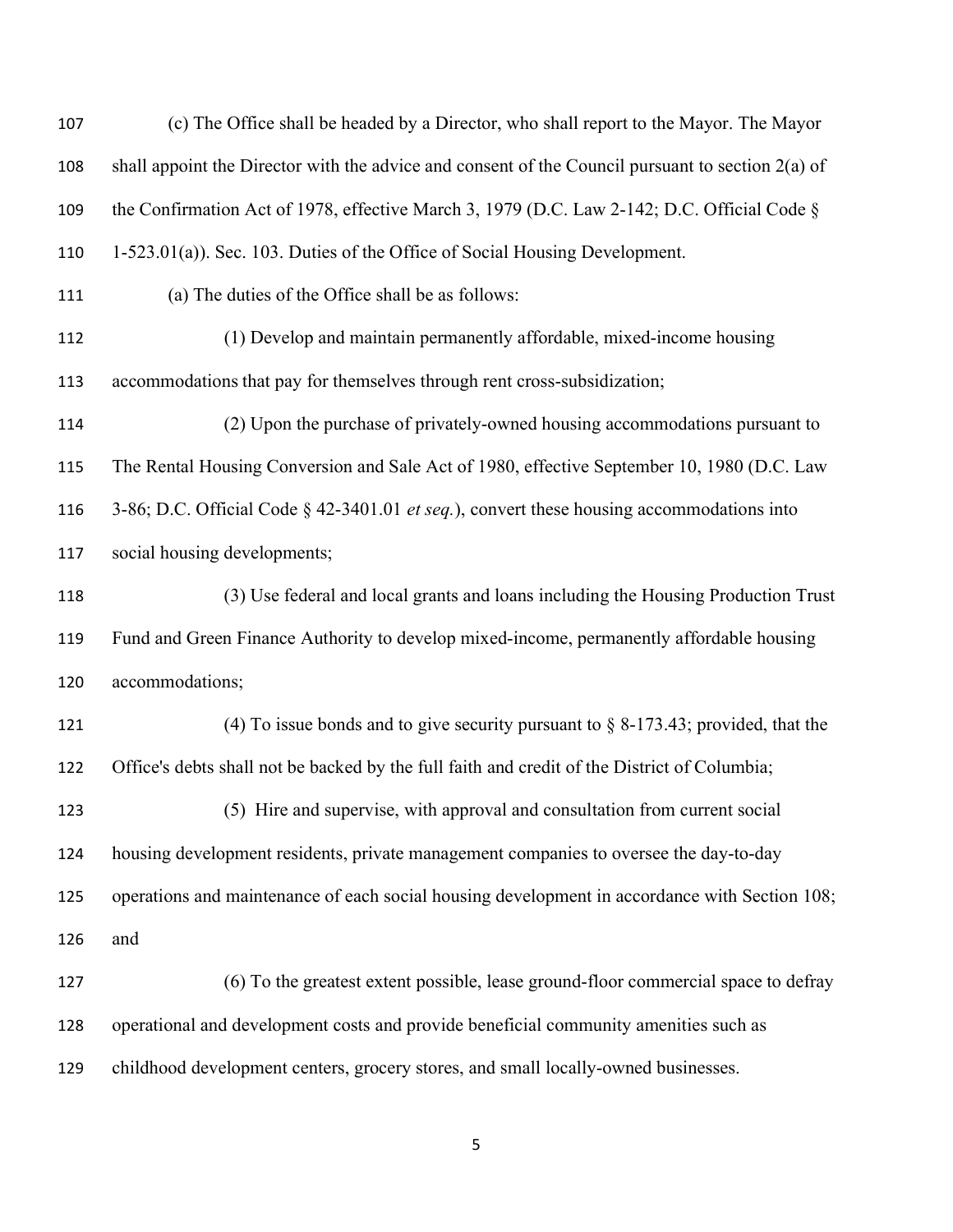(c) The Office shall be headed by a Director, who shall report to the Mayor. The Mayor shall appoint the Director with the advice and consent of the Council pursuant to section 2(a) of the Confirmation Act of 1978, effective March 3, 1979 (D.C. Law 2-142; D.C. Official Code § 1-523.01(a)). Sec. 103. Duties of the Office of Social Housing Development.

(a) The duties of the Office shall be as follows:

(1) Develop and maintain permanently affordable, mixed-income housing accommodations that pay for themselves through rent cross-subsidization;

(2) Upon the purchase of privately-owned housing accommodations pursuant to The Rental Housing Conversion and Sale Act of 1980, effective September 10, 1980 (D.C. Law 3-86; D.C. Official Code § 42-3401.01 *et seq.*), convert these housing accommodations into social housing developments;

(3) Use federal and local grants and loans including the Housing Production Trust Fund and Green Finance Authority to develop mixed-income, permanently affordable housing accommodations;

(4) To issue bonds and to give security pursuant to § 8-173.43; provided, that the Office's debts shall not be backed by the full faith and credit of the District of Columbia;

(5) Hire and supervise, with approval and consultation from current social housing development residents, private management companies to oversee the day-to-day operations and maintenance of each social housing development in accordance with Section 108; and

(6) To the greatest extent possible, lease ground-floor commercial space to defray operational and development costs and provide beneficial community amenities such as childhood development centers, grocery stores, and small locally-owned businesses.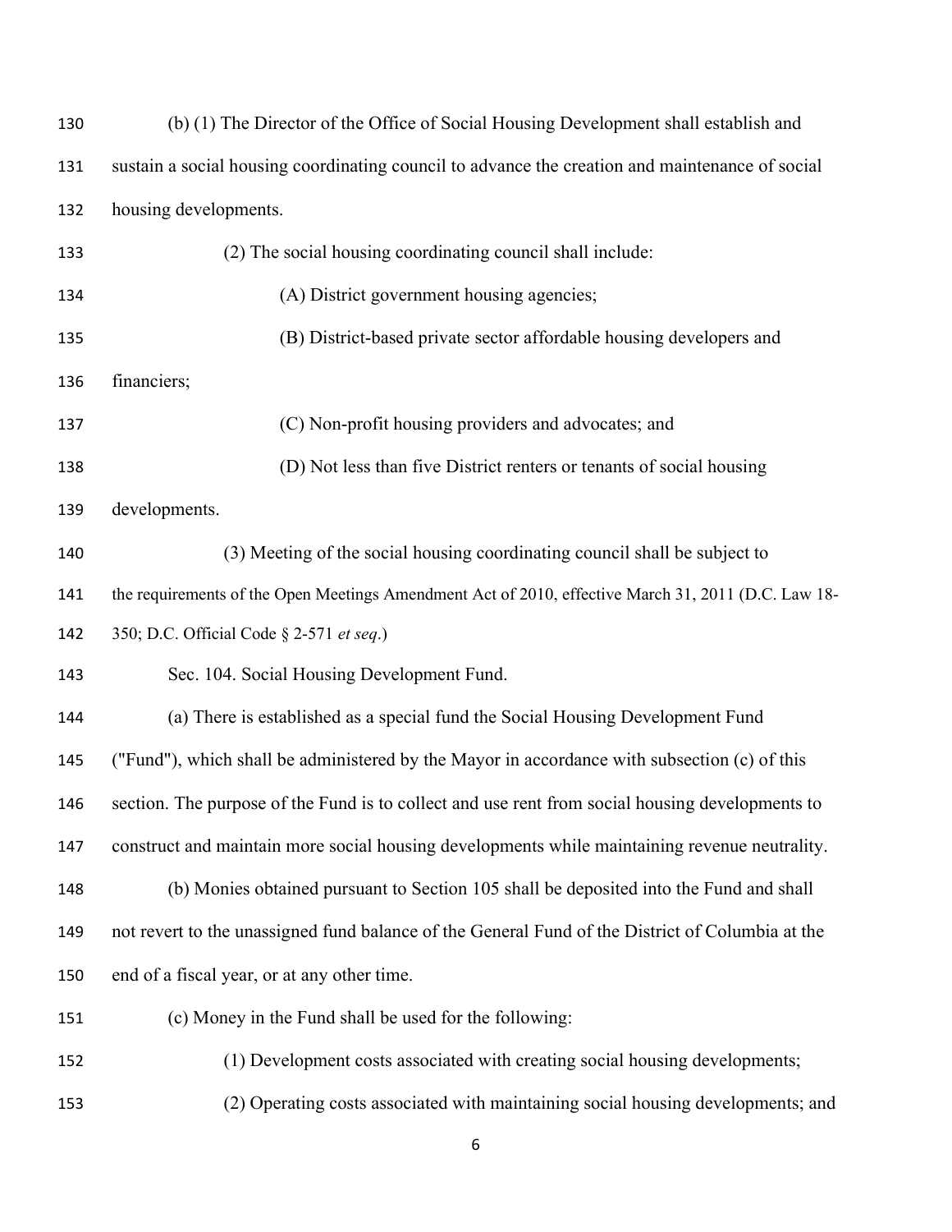(b) (1) The Director of the Office of Social Housing Development shall establish and sustain a social housing coordinating council to advance the creation and maintenance of social housing developments.

(2) The social housing coordinating council shall include:

(A) District government housing agencies;

(B) District-based private sector affordable housing developers and financiers;

(C) Non-profit housing providers and advocates; and

(D) Not less than five District renters or tenants of social housing developments.

(3) Meeting of the social housing coordinating council shall be subject to the requirements of the Open Meetings Amendment Act of 2010, effective March 31, 2011 (D.C. Law 18-350; D.C. Official Code § 2-571 *et seq*.)

Sec. 104. Social Housing Development Fund.

(a) There is established as a special fund the Social Housing Development Fund ("Fund"), which shall be administered by the Mayor in accordance with subsection (c) of this section. The purpose of the Fund is to collect and use rent from social housing developments to construct and maintain more social housing developments while maintaining revenue neutrality.

(b) Monies obtained pursuant to Section 105 shall be deposited into the Fund and shall not revert to the unassigned fund balance of the General Fund of the District of Columbia at the end of a fiscal year, or at any other time.

(c) Money in the Fund shall be used for the following:

(1) Development costs associated with creating social housing developments;

(2) Operating costs associated with maintaining social housing developments; and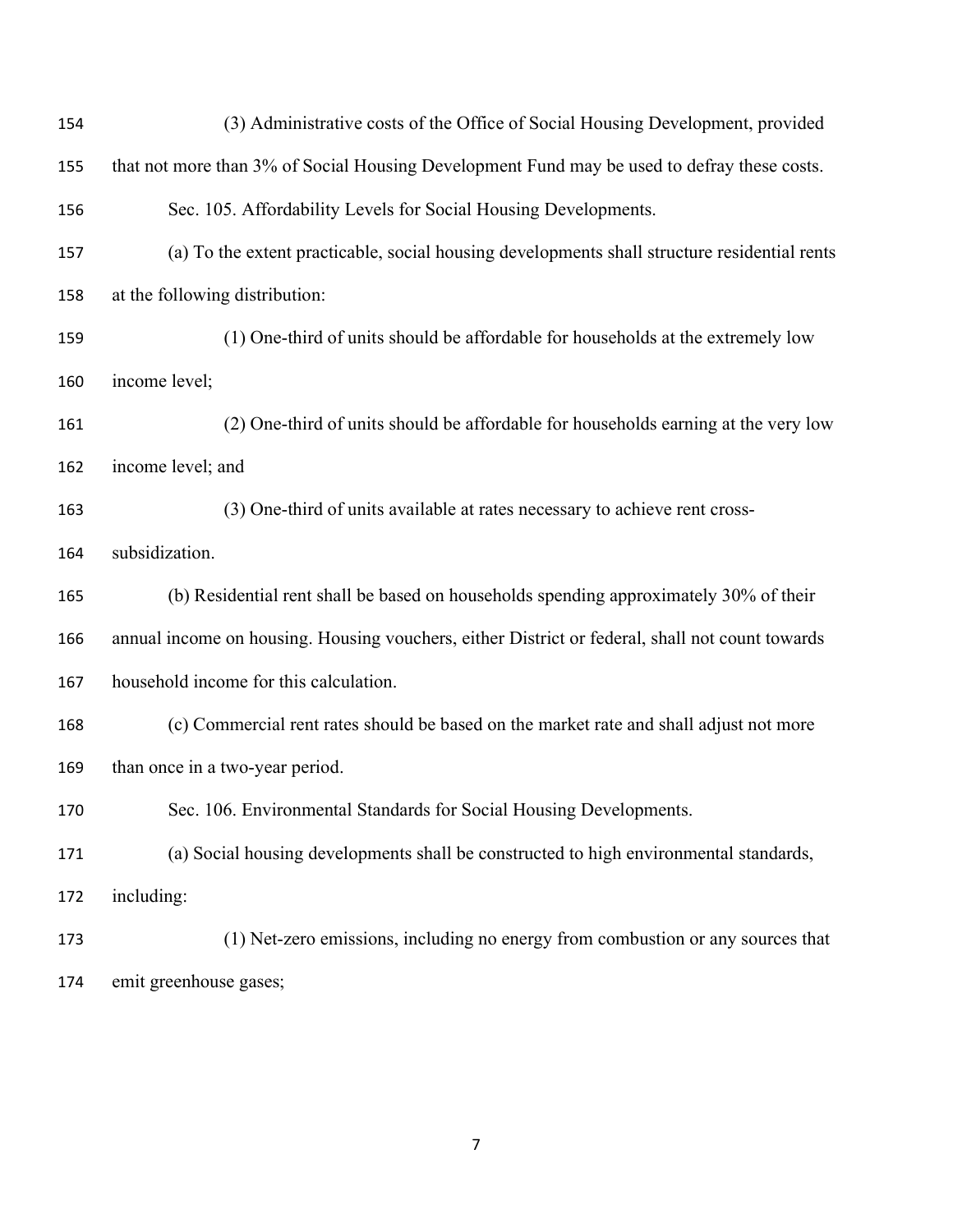(3) Administrative costs of the Office of Social Housing Development, provided that not more than 3% of Social Housing Development Fund may be used to defray these costs.

Sec. 105. Affordability Levels for Social Housing Developments.

(a) To the extent practicable, social housing developments shall structure residential rents at the following distribution:

(1) One-third of units should be affordable for households at the extremely low income level;

(2) One-third of units should be affordable for households earning at the very low income level; and

(3) One-third of units available at rates necessary to achieve rent cross-subsidization.

(b) Residential rent shall be based on households spending approximately 30% of their annual income on housing. Housing vouchers, either District or federal, shall not count towards household income for this calculation.

(c) Commercial rent rates should be based on the market rate and shall adjust not more than once in a two-year period.

Sec. 106. Environmental Standards for Social Housing Developments.

(a) Social housing developments shall be constructed to high environmental standards, including:

(1) Net-zero emissions, including no energy from combustion or any sources that emit greenhouse gases;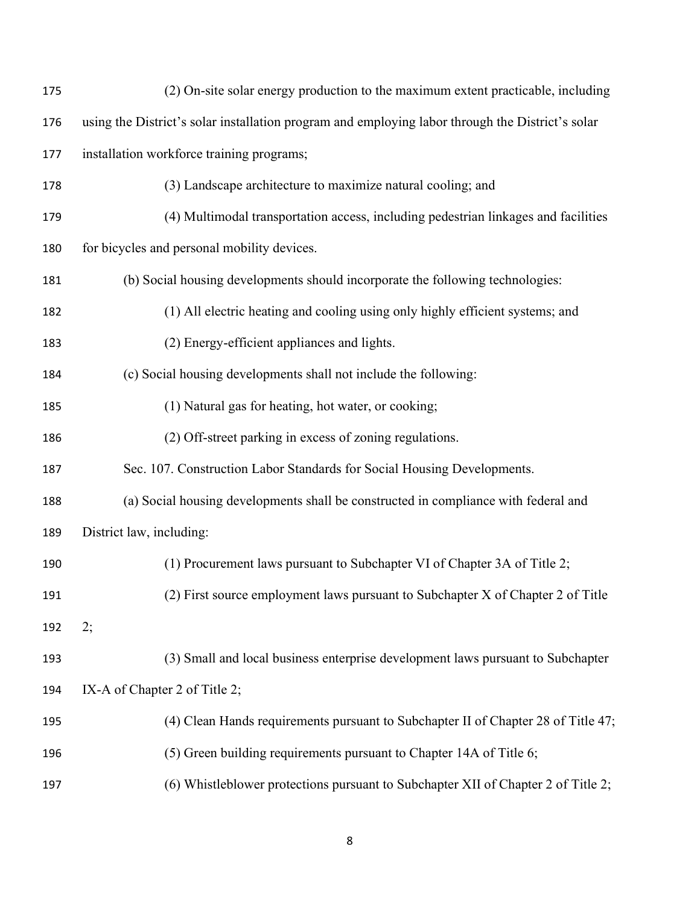(2) On-site solar energy production to the maximum extent practicable, including using the District's solar installation program and employing labor through the District's solar installation workforce training programs;

(3) Landscape architecture to maximize natural cooling; and

(4) Multimodal transportation access, including pedestrian linkages and facilities for bicycles and personal mobility devices.

(b) Social housing developments should incorporate the following technologies:

(1) All electric heating and cooling using only highly efficient systems; and

(2) Energy-efficient appliances and lights.

(c) Social housing developments shall not include the following:

(1) Natural gas for heating, hot water, or cooking;

(2) Off-street parking in excess of zoning regulations.

Sec. 107. Construction Labor Standards for Social Housing Developments.

(a) Social housing developments shall be constructed in compliance with federal and District law, including:

(1) Procurement laws pursuant to Subchapter VI of Chapter 3A of Title 2;

(2) First source employment laws pursuant to Subchapter X of Chapter 2 of Title 2;

(3) Small and local business enterprise development laws pursuant to Subchapter IX-A of Chapter 2 of Title 2;

(4) Clean Hands requirements pursuant to Subchapter II of Chapter 28 of Title 47;

(5) Green building requirements pursuant to Chapter 14A of Title 6;

(6) Whistleblower protections pursuant to Subchapter XII of Chapter 2 of Title 2;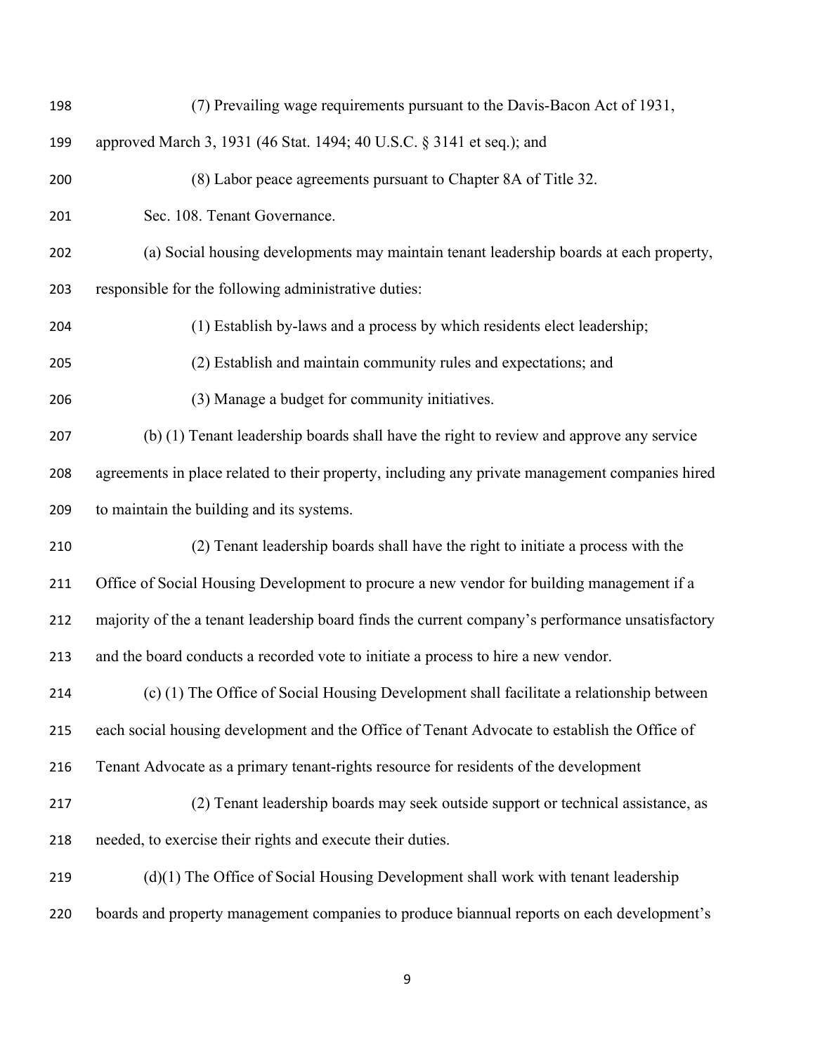(7) Prevailing wage requirements pursuant to the Davis-Bacon Act of 1931, approved March 3, 1931 (46 Stat. 1494; 40 U.S.C. § 3141 et seq.); and

(8) Labor peace agreements pursuant to Chapter 8A of Title 32.

Sec. 108. Tenant Governance.

(a) Social housing developments may maintain tenant leadership boards at each property, responsible for the following administrative duties:

(1) Establish by-laws and a process by which residents elect leadership;

(2) Establish and maintain community rules and expectations; and

(3) Manage a budget for community initiatives.

(b) (1) Tenant leadership boards shall have the right to review and approve any service agreements in place related to their property, including any private management companies hired to maintain the building and its systems.

(2) Tenant leadership boards shall have the right to initiate a process with the Office of Social Housing Development to procure a new vendor for building management if a majority of the a tenant leadership board finds the current company's performance unsatisfactory and the board conducts a recorded vote to initiate a process to hire a new vendor.

(c) (1) The Office of Social Housing Development shall facilitate a relationship between each social housing development and the Office of Tenant Advocate to establish the Office of Tenant Advocate as a primary tenant-rights resource for residents of the development

(2) Tenant leadership boards may seek outside support or technical assistance, as needed, to exercise their rights and execute their duties.

(d)(1) The Office of Social Housing Development shall work with tenant leadership boards and property management companies to produce biannual reports on each development's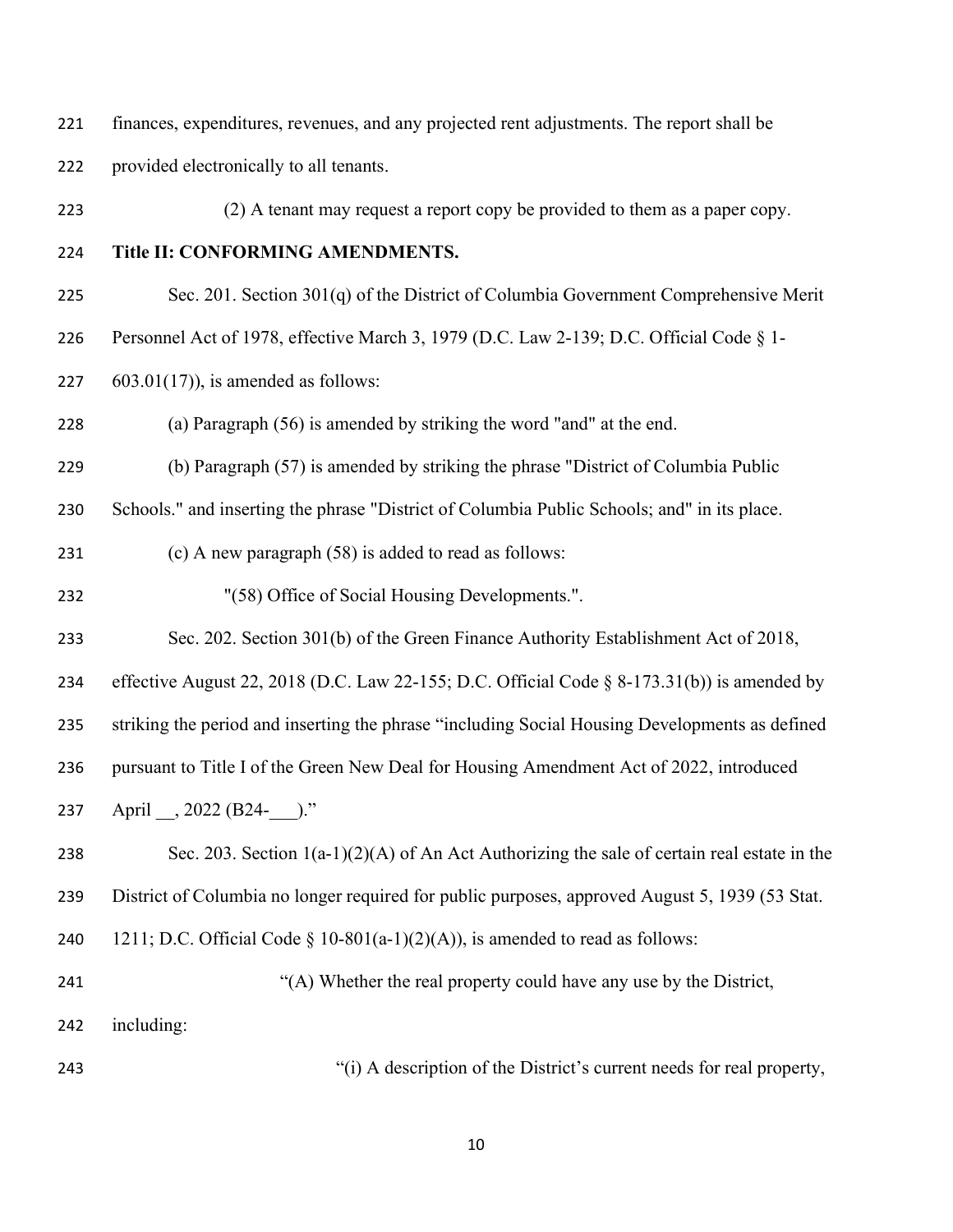finances, expenditures, revenues, and any projected rent adjustments. The report shall be provided electronically to all tenants.

(2) A tenant may request a report copy be provided to them as a paper copy.

**Title II: CONFORMING AMENDMENTS.**

Sec. 201. Section 301(q) of the District of Columbia Government Comprehensive Merit Personnel Act of 1978, effective March 3, 1979 (D.C. Law 2-139; D.C. Official Code § 1-603.01(17)), is amended as follows:

(a) Paragraph (56) is amended by striking the word "and" at the end.

(b) Paragraph (57) is amended by striking the phrase "District of Columbia Public Schools." and inserting the phrase "District of Columbia Public Schools; and" in its place.

(c) A new paragraph (58) is added to read as follows:

"(58) Office of Social Housing Developments.".

Sec. 202. Section 301(b) of the Green Finance Authority Establishment Act of 2018, effective August 22, 2018 (D.C. Law 22-155; D.C. Official Code § 8-173.31(b)) is amended by striking the period and inserting the phrase "including Social Housing Developments as defined pursuant to Title I of the Green New Deal for Housing Amendment Act of 2022, introduced April __, 2022 (B24-___)."

Sec. 203. Section 1(a-1)(2)(A) of An Act Authorizing the sale of certain real estate in the District of Columbia no longer required for public purposes, approved August 5, 1939 (53 Stat. 1211; D.C. Official Code § 10-801(a-1)(2)(A)), is amended to read as follows:

"(A) Whether the real property could have any use by the District, including:

"(i) A description of the District's current needs for real property,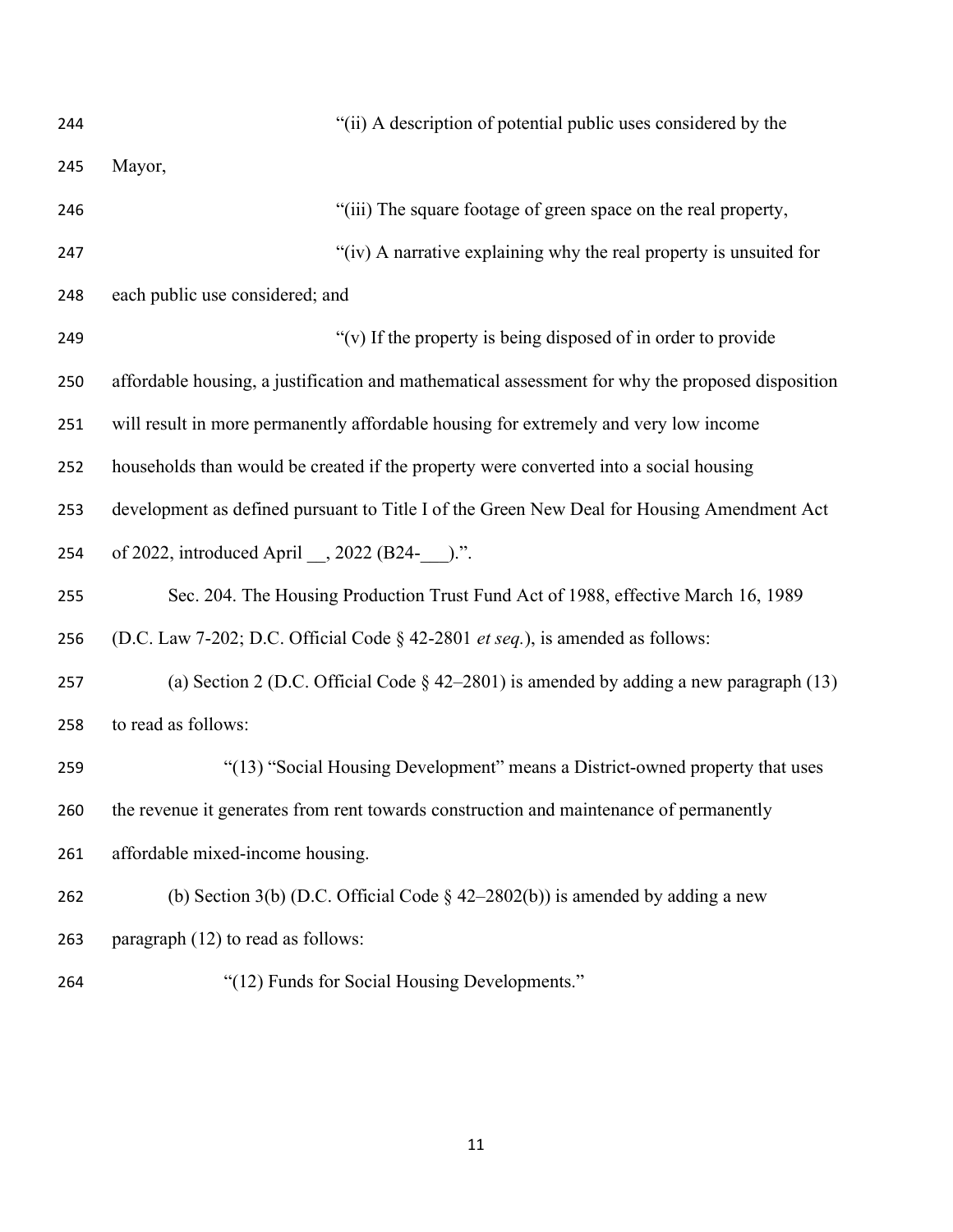"(ii) A description of potential public uses considered by the Mayor,

"(iii) The square footage of green space on the real property,

"(iv) A narrative explaining why the real property is unsuited for each public use considered; and

"(v) If the property is being disposed of in order to provide affordable housing, a justification and mathematical assessment for why the proposed disposition will result in more permanently affordable housing for extremely and very low income households than would be created if the property were converted into a social housing development as defined pursuant to Title I of the Green New Deal for Housing Amendment Act of 2022, introduced April __, 2022 (B24-___).".

Sec. 204. The Housing Production Trust Fund Act of 1988, effective March 16, 1989 (D.C. Law 7-202; D.C. Official Code § 42-2801 *et seq.*), is amended as follows:

(a) Section 2 (D.C. Official Code § 42–2801) is amended by adding a new paragraph (13) to read as follows:

"(13) "Social Housing Development" means a District-owned property that uses the revenue it generates from rent towards construction and maintenance of permanently affordable mixed-income housing.

(b) Section 3(b) (D.C. Official Code § 42–2802(b)) is amended by adding a new paragraph (12) to read as follows:

"(12) Funds for Social Housing Developments."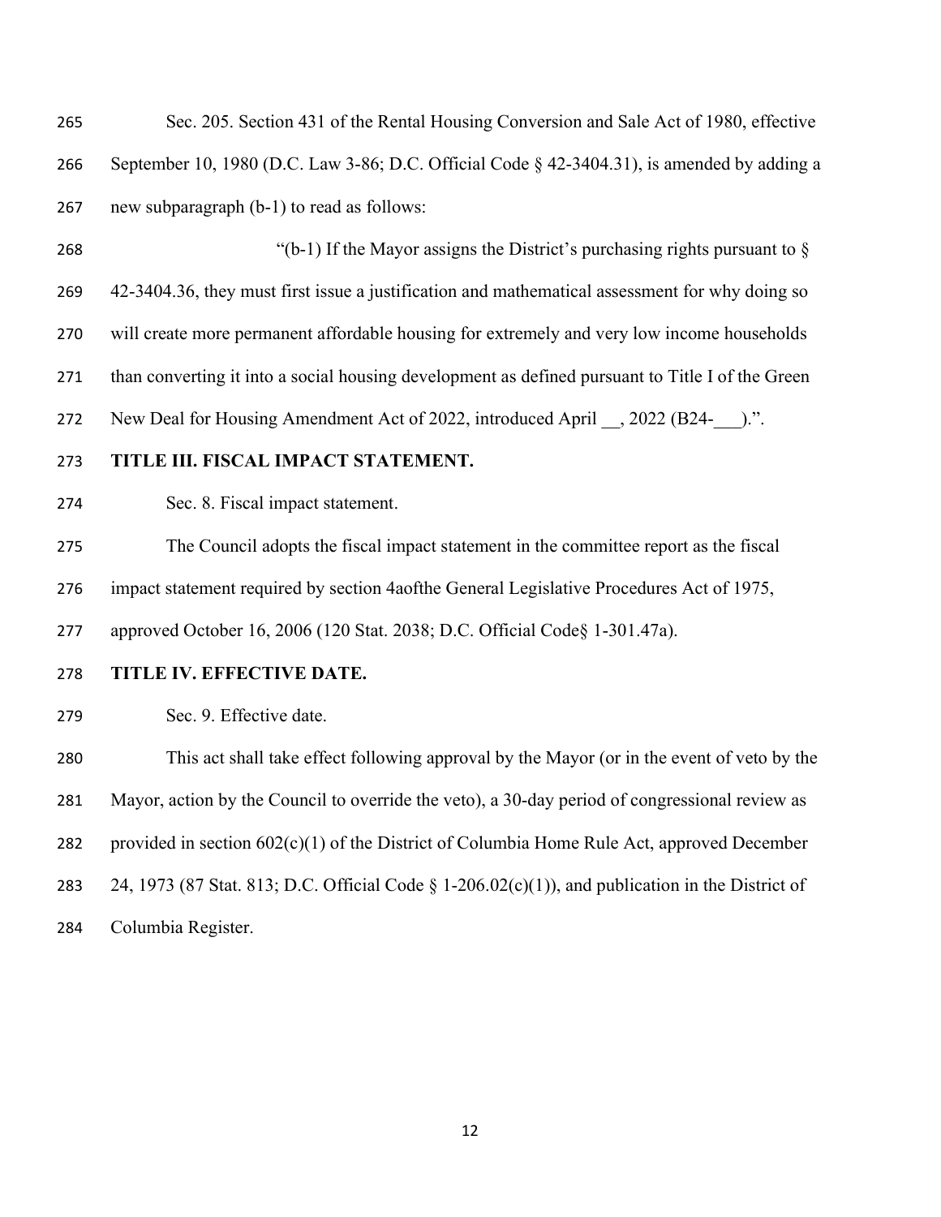Sec. 205. Section 431 of the Rental Housing Conversion and Sale Act of 1980, effective September 10, 1980 (D.C. Law 3-86; D.C. Official Code § 42-3404.31), is amended by adding a new subparagraph (b-1) to read as follows:

"(b-1) If the Mayor assigns the District's purchasing rights pursuant to § 42-3404.36, they must first issue a justification and mathematical assessment for why doing so will create more permanent affordable housing for extremely and very low income households than converting it into a social housing development as defined pursuant to Title I of the Green New Deal for Housing Amendment Act of 2022, introduced April __, 2022 (B24-___).".

**TITLE III. FISCAL IMPACT STATEMENT.**

Sec. 8. Fiscal impact statement.

The Council adopts the fiscal impact statement in the committee report as the fiscal impact statement required by section 4aofthe General Legislative Procedures Act of 1975, approved October 16, 2006 (120 Stat. 2038; D.C. Official Code§ 1-301.47a).

**TITLE IV. EFFECTIVE DATE.**

Sec. 9. Effective date.

This act shall take effect following approval by the Mayor (or in the event of veto by the Mayor, action by the Council to override the veto), a 30-day period of congressional review as provided in section 602(c)(1) of the District of Columbia Home Rule Act, approved December 24, 1973 (87 Stat. 813; D.C. Official Code § 1-206.02(c)(1)), and publication in the District of Columbia Register.